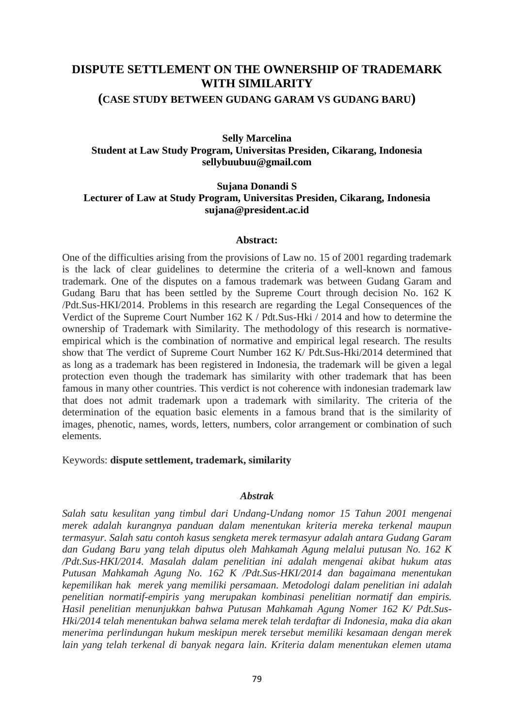# DISPUTE SETTLEMENT ON THE OWNERSHIP OF TRADEMARK WITH SIMILARITY

## (CASE STUDY BETWEEN GUDANG GARAM VS GUDANG BARU)

**Selly Marcelina**
**Student at Law Study Program, Universitas Presiden, Cikarang, Indonesia**
**sellybuubuu@gmail.com**

**Sujana Donandi S**
**Lecturer of Law at Study Program, Universitas Presiden, Cikarang, Indonesia**
**sujana@president.ac.id**

### Abstract:

One of the difficulties arising from the provisions of Law no. 15 of 2001 regarding trademark is the lack of clear guidelines to determine the criteria of a well-known and famous trademark. One of the disputes on a famous trademark was between Gudang Garam and Gudang Baru that has been settled by the Supreme Court through decision No. 162 K /Pdt.Sus-HKI/2014. Problems in this research are regarding the Legal Consequences of the Verdict of the Supreme Court Number 162 K / Pdt.Sus-Hki / 2014 and how to determine the ownership of Trademark with Similarity. The methodology of this research is normative-empirical which is the combination of normative and empirical legal research. The results show that The verdict of Supreme Court Number 162 K/ Pdt.Sus-Hki/2014 determined that as long as a trademark has been registered in Indonesia, the trademark will be given a legal protection even though the trademark has similarity with other trademark that has been famous in many other countries. This verdict is not coherence with indonesian trademark law that does not admit trademark upon a trademark with similarity. The criteria of the determination of the equation basic elements in a famous brand that is the similarity of images, phenotic, names, words, letters, numbers, color arrangement or combination of such elements.

Keywords: **dispute settlement, trademark, similarity**

### *Abstrak*

*Salah satu kesulitan yang timbul dari Undang-Undang nomor 15 Tahun 2001 mengenai merek adalah kurangnya panduan dalam menentukan kriteria mereka terkenal maupun termasyur. Salah satu contoh kasus sengketa merek termasyur adalah antara Gudang Garam dan Gudang Baru yang telah diputus oleh Mahkamah Agung melalui putusan No. 162 K /Pdt.Sus-HKI/2014. Masalah dalam penelitian ini adalah mengenai akibat hukum atas Putusan Mahkamah Agung No. 162 K /Pdt.Sus-HKI/2014 dan bagaimana menentukan kepemilikan hak merek yang memiliki persamaan. Metodologi dalam penelitian ini adalah penelitian normatif-empiris yang merupakan kombinasi penelitian normatif dan empiris. Hasil penelitian menunjukkan bahwa Putusan Mahkamah Agung Nomer 162 K/ Pdt.Sus-Hki/2014 telah menentukan bahwa selama merek telah terdaftar di Indonesia, maka dia akan menerima perlindungan hukum meskipun merek tersebut memiliki kesamaan dengan merek lain yang telah terkenal di banyak negara lain. Kriteria dalam menentukan elemen utama*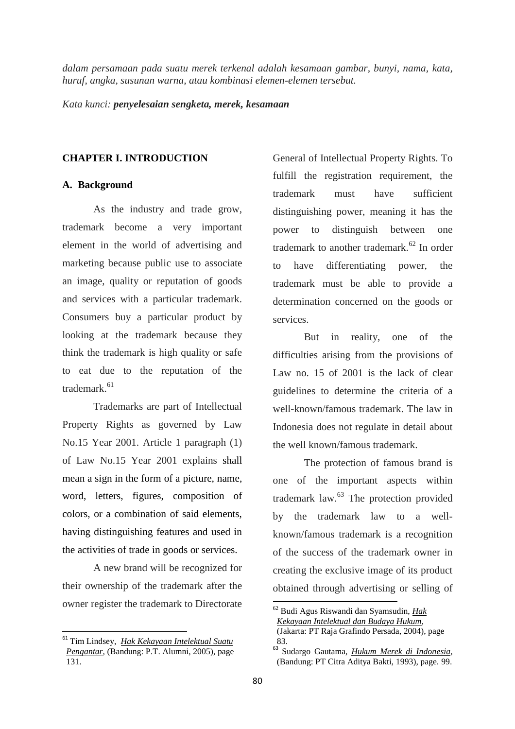*dalam persamaan pada suatu merek terkenal adalah kesamaan gambar, bunyi, nama, kata, huruf, angka, susunan warna, atau kombinasi elemen-elemen tersebut.*

*Kata kunci:* ***penyelesaian sengketa, merek, kesamaan***

## CHAPTER I. INTRODUCTION

### A. Background

As the industry and trade grow, trademark become a very important element in the world of advertising and marketing because public use to associate an image, quality or reputation of goods and services with a particular trademark. Consumers buy a particular product by looking at the trademark because they think the trademark is high quality or safe to eat due to the reputation of the trademark.[61]

Trademarks are part of Intellectual Property Rights as governed by Law No.15 Year 2001. Article 1 paragraph (1) of Law No.15 Year 2001 explains shall mean a sign in the form of a picture, name, word, letters, figures, composition of colors, or a combination of said elements, having distinguishing features and used in the activities of trade in goods or services.

A new brand will be recognized for their ownership of the trademark after the owner register the trademark to Directorate General of Intellectual Property Rights. To fulfill the registration requirement, the trademark must have sufficient distinguishing power, meaning it has the power to distinguish between one trademark to another trademark.[62] In order to have differentiating power, the trademark must be able to provide a determination concerned on the goods or services.

But in reality, one of the difficulties arising from the provisions of Law no. 15 of 2001 is the lack of clear guidelines to determine the criteria of a well-known/famous trademark. The law in Indonesia does not regulate in detail about the well known/famous trademark.

The protection of famous brand is one of the important aspects within trademark law.[63] The protection provided by the trademark law to a well-known/famous trademark is a recognition of the success of the trademark owner in creating the exclusive image of its product obtained through advertising or selling of

---

[61] Tim Lindsey, *Hak Kekayaan Intelektual Suatu Pengantar*, (Bandung: P.T. Alumni, 2005), page 131.

[62] Budi Agus Riswandi dan Syamsudin, *Hak Kekayaan Intelektual dan Budaya Hukum*, (Jakarta: PT Raja Grafindo Persada, 2004), page 83.

[63] Sudargo Gautama, *Hukum Merek di Indonesia*, (Bandung: PT Citra Aditya Bakti, 1993), page. 99.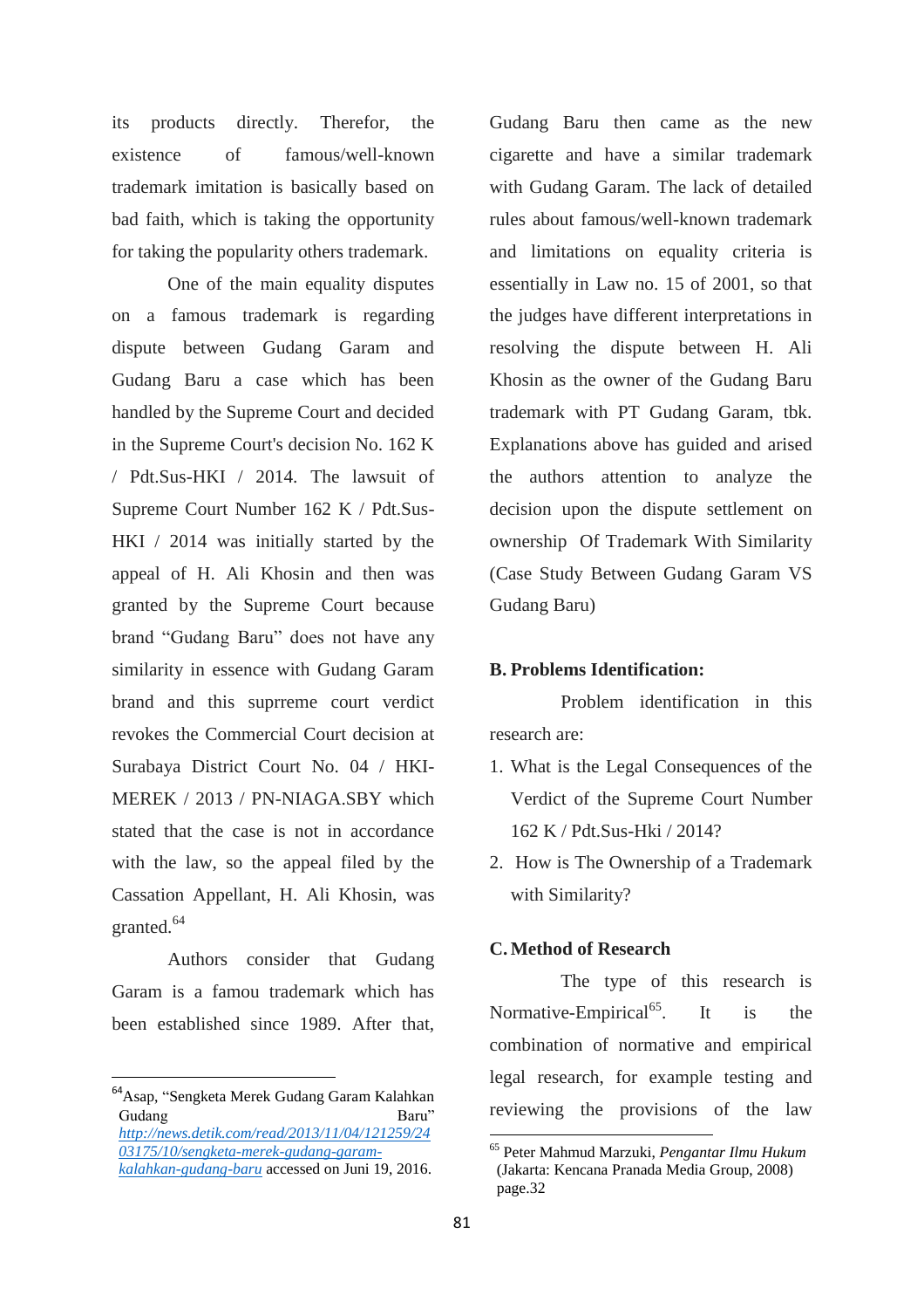its products directly. Therefor, the existence of famous/well-known trademark imitation is basically based on bad faith, which is taking the opportunity for taking the popularity others trademark.

One of the main equality disputes on a famous trademark is regarding dispute between Gudang Garam and Gudang Baru a case which has been handled by the Supreme Court and decided in the Supreme Court's decision No. 162 K / Pdt.Sus-HKI / 2014. The lawsuit of Supreme Court Number 162 K / Pdt.Sus-HKI / 2014 was initially started by the appeal of H. Ali Khosin and then was granted by the Supreme Court because brand "Gudang Baru" does not have any similarity in essence with Gudang Garam brand and this suprreme court verdict revokes the Commercial Court decision at Surabaya District Court No. 04 / HKI-MEREK / 2013 / PN-NIAGA.SBY which stated that the case is not in accordance with the law, so the appeal filed by the Cassation Appellant, H. Ali Khosin, was granted.[64]

Authors consider that Gudang Garam is a famou trademark which has been established since 1989. After that, Gudang Baru then came as the new cigarette and have a similar trademark with Gudang Garam. The lack of detailed rules about famous/well-known trademark and limitations on equality criteria is essentially in Law no. 15 of 2001, so that the judges have different interpretations in resolving the dispute between H. Ali Khosin as the owner of the Gudang Baru trademark with PT Gudang Garam, tbk. Explanations above has guided and arised the authors attention to analyze the decision upon the dispute settlement on ownership Of Trademark With Similarity (Case Study Between Gudang Garam VS Gudang Baru)

## B. Problems Identification:

Problem identification in this research are:

1. What is the Legal Consequences of the Verdict of the Supreme Court Number 162 K / Pdt.Sus-Hki / 2014?
2. How is The Ownership of a Trademark with Similarity?

## C. Method of Research

The type of this research is Normative-Empirical[65]. It is the combination of normative and empirical legal research, for example testing and reviewing the provisions of the law

---

[64] Asap, "Sengketa Merek Gudang Garam Kalahkan Gudang Baru" http://news.detik.com/read/2013/11/04/121259/2403175/10/sengketa-merek-gudang-garam-kalahkan-gudang-baru accessed on Juni 19, 2016.

[65] Peter Mahmud Marzuki, *Pengantar Ilmu Hukum* (Jakarta: Kencana Pranada Media Group, 2008) page.32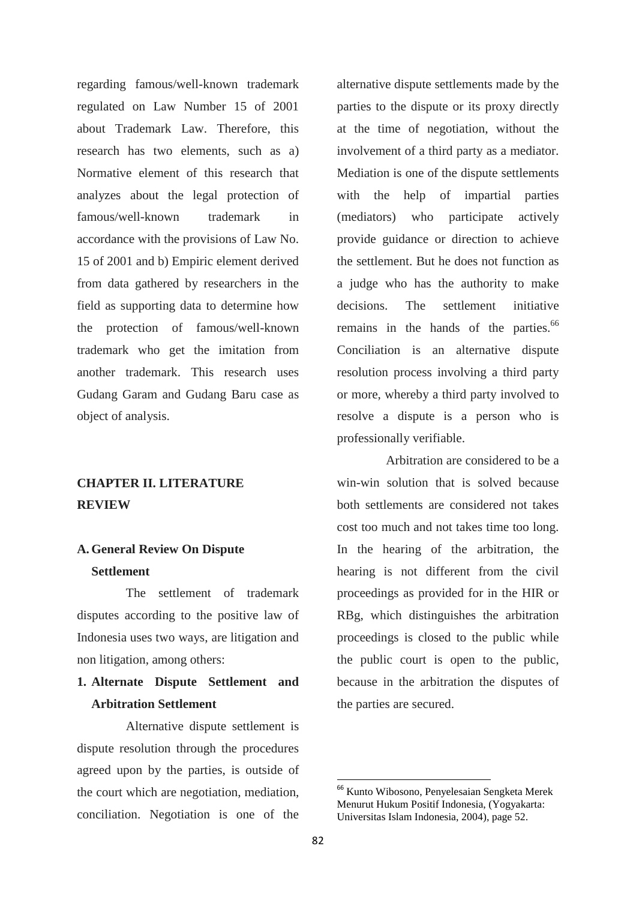regarding famous/well-known trademark regulated on Law Number 15 of 2001 about Trademark Law. Therefore, this research has two elements, such as a) Normative element of this research that analyzes about the legal protection of famous/well-known trademark in accordance with the provisions of Law No. 15 of 2001 and b) Empiric element derived from data gathered by researchers in the field as supporting data to determine how the protection of famous/well-known trademark who get the imitation from another trademark. This research uses Gudang Garam and Gudang Baru case as object of analysis.

## CHAPTER II. LITERATURE REVIEW

### A. General Review On Dispute Settlement

The settlement of trademark disputes according to the positive law of Indonesia uses two ways, are litigation and non litigation, among others:

#### 1. Alternate Dispute Settlement and Arbitration Settlement

Alternative dispute settlement is dispute resolution through the procedures agreed upon by the parties, is outside of the court which are negotiation, mediation, conciliation. Negotiation is one of the alternative dispute settlements made by the parties to the dispute or its proxy directly at the time of negotiation, without the involvement of a third party as a mediator. Mediation is one of the dispute settlements with the help of impartial parties (mediators) who participate actively provide guidance or direction to achieve the settlement. But he does not function as a judge who has the authority to make decisions. The settlement initiative remains in the hands of the parties.[66] Conciliation is an alternative dispute resolution process involving a third party or more, whereby a third party involved to resolve a dispute is a person who is professionally verifiable.

Arbitration are considered to be a win-win solution that is solved because both settlements are considered not takes cost too much and not takes time too long. In the hearing of the arbitration, the hearing is not different from the civil proceedings as provided for in the HIR or RBg, which distinguishes the arbitration proceedings is closed to the public while the public court is open to the public, because in the arbitration the disputes of the parties are secured.

---

[66] Kunto Wibosono, Penyelesaian Sengketa Merek Menurut Hukum Positif Indonesia, (Yogyakarta: Universitas Islam Indonesia, 2004), page 52.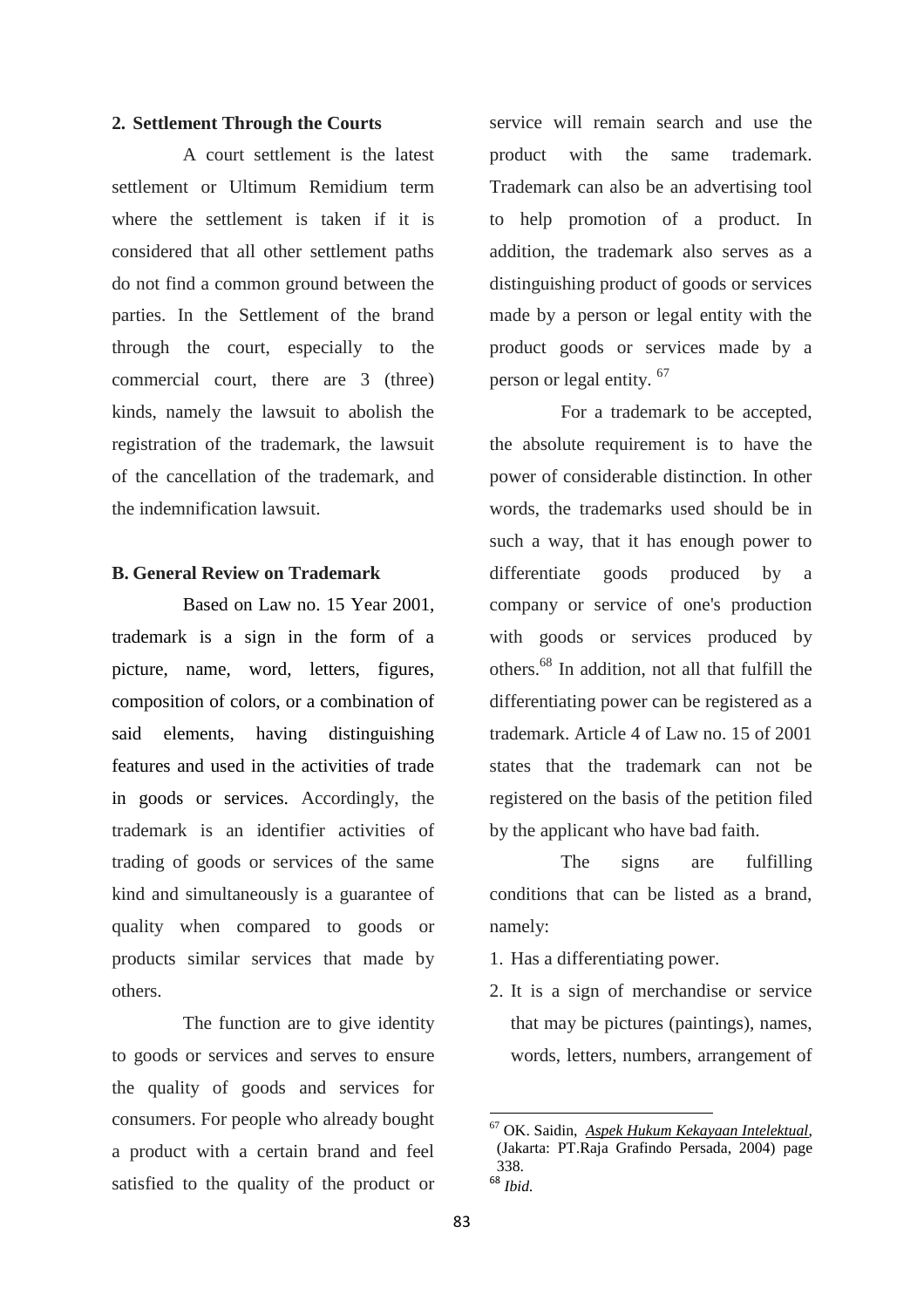### 2. Settlement Through the Courts

A court settlement is the latest settlement or Ultimum Remidium term where the settlement is taken if it is considered that all other settlement paths do not find a common ground between the parties. In the Settlement of the brand through the court, especially to the commercial court, there are 3 (three) kinds, namely the lawsuit to abolish the registration of the trademark, the lawsuit of the cancellation of the trademark, and the indemnification lawsuit.

## B. General Review on Trademark

Based on Law no. 15 Year 2001, trademark is a sign in the form of a picture, name, word, letters, figures, composition of colors, or a combination of said elements, having distinguishing features and used in the activities of trade in goods or services. Accordingly, the trademark is an identifier activities of trading of goods or services of the same kind and simultaneously is a guarantee of quality when compared to goods or products similar services that made by others.

The function are to give identity to goods or services and serves to ensure the quality of goods and services for consumers. For people who already bought a product with a certain brand and feel satisfied to the quality of the product or service will remain search and use the product with the same trademark. Trademark can also be an advertising tool to help promotion of a product. In addition, the trademark also serves as a distinguishing product of goods or services made by a person or legal entity with the product goods or services made by a person or legal entity. [67]

For a trademark to be accepted, the absolute requirement is to have the power of considerable distinction. In other words, the trademarks used should be in such a way, that it has enough power to differentiate goods produced by a company or service of one's production with goods or services produced by others.[68] In addition, not all that fulfill the differentiating power can be registered as a trademark. Article 4 of Law no. 15 of 2001 states that the trademark can not be registered on the basis of the petition filed by the applicant who have bad faith.

The signs are fulfilling conditions that can be listed as a brand, namely:

1. Has a differentiating power.
2. It is a sign of merchandise or service that may be pictures (paintings), names, words, letters, numbers, arrangement of

---

[67] OK. Saidin, *Aspek Hukum Kekayaan Intelektual*, (Jakarta: PT.Raja Grafindo Persada, 2004) page 338.

[68] *Ibid.*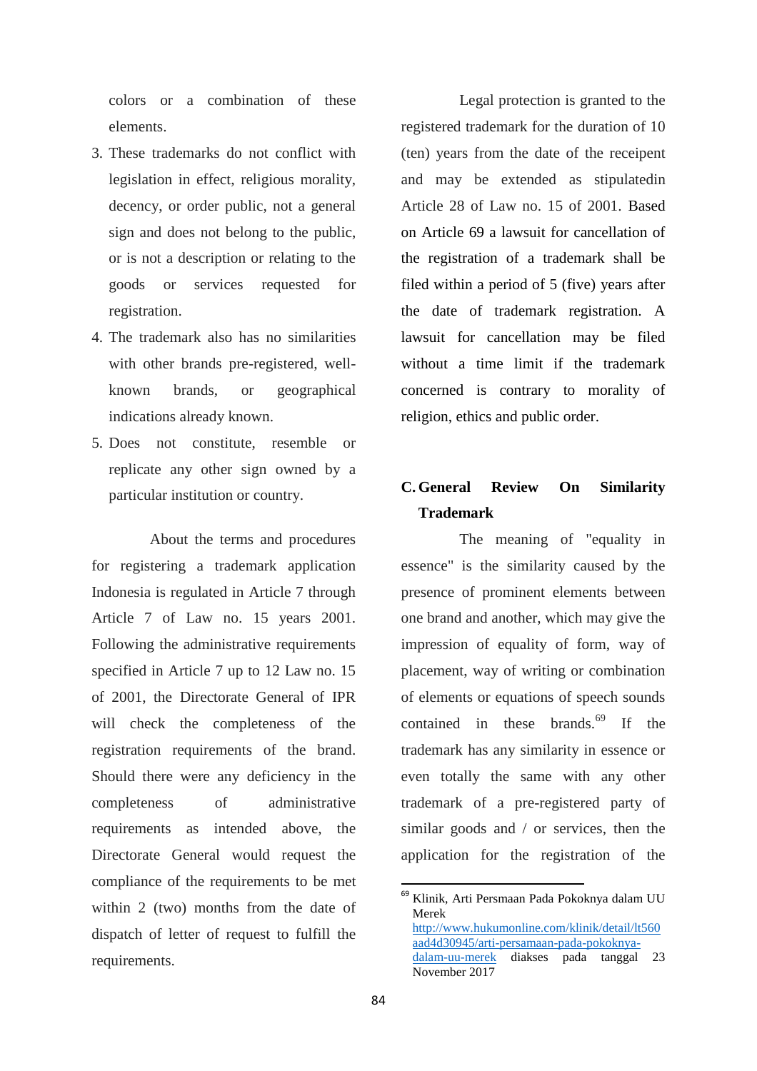colors or a combination of these elements.

3. These trademarks do not conflict with legislation in effect, religious morality, decency, or order public, not a general sign and does not belong to the public, or is not a description or relating to the goods or services requested for registration.
4. The trademark also has no similarities with other brands pre-registered, well-known brands, or geographical indications already known.
5. Does not constitute, resemble or replicate any other sign owned by a particular institution or country.

About the terms and procedures for registering a trademark application Indonesia is regulated in Article 7 through Article 7 of Law no. 15 years 2001. Following the administrative requirements specified in Article 7 up to 12 Law no. 15 of 2001, the Directorate General of IPR will check the completeness of the registration requirements of the brand. Should there were any deficiency in the completeness of administrative requirements as intended above, the Directorate General would request the compliance of the requirements to be met within 2 (two) months from the date of dispatch of letter of request to fulfill the requirements.

Legal protection is granted to the registered trademark for the duration of 10 (ten) years from the date of the receipent and may be extended as stipulatedin Article 28 of Law no. 15 of 2001. Based on Article 69 a lawsuit for cancellation of the registration of a trademark shall be filed within a period of 5 (five) years after the date of trademark registration. A lawsuit for cancellation may be filed without a time limit if the trademark concerned is contrary to morality of religion, ethics and public order.

## C. General Review On Similarity Trademark

The meaning of "equality in essence" is the similarity caused by the presence of prominent elements between one brand and another, which may give the impression of equality of form, way of placement, way of writing or combination of elements or equations of speech sounds contained in these brands.[69] If the trademark has any similarity in essence or even totally the same with any other trademark of a pre-registered party of similar goods and / or services, then the application for the registration of the

---

[69] Klinik, Arti Persmaan Pada Pokoknya dalam UU Merek http://www.hukumonline.com/klinik/detail/lt560aad4d30945/arti-persamaan-pada-pokoknya-dalam-uu-merek diakses pada tanggal 23 November 2017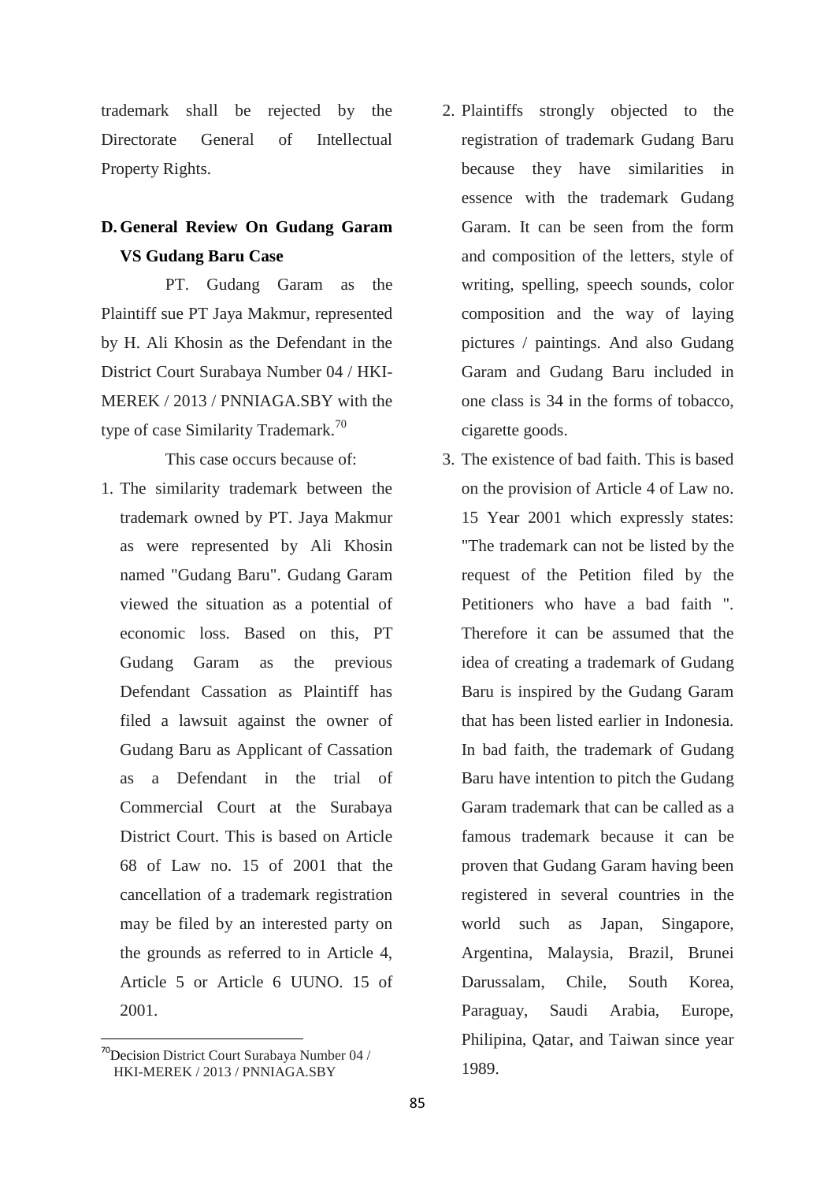trademark shall be rejected by the Directorate General of Intellectual Property Rights.

## D. General Review On Gudang Garam VS Gudang Baru Case

PT. Gudang Garam as the Plaintiff sue PT Jaya Makmur, represented by H. Ali Khosin as the Defendant in the District Court Surabaya Number 04 / HKI-MEREK / 2013 / PNNIAGA.SBY with the type of case Similarity Trademark.[70]

This case occurs because of:

1. The similarity trademark between the trademark owned by PT. Jaya Makmur as were represented by Ali Khosin named "Gudang Baru". Gudang Garam viewed the situation as a potential of economic loss. Based on this, PT Gudang Garam as the previous Defendant Cassation as Plaintiff has filed a lawsuit against the owner of Gudang Baru as Applicant of Cassation as a Defendant in the trial of Commercial Court at the Surabaya District Court. This is based on Article 68 of Law no. 15 of 2001 that the cancellation of a trademark registration may be filed by an interested party on the grounds as referred to in Article 4, Article 5 or Article 6 UUNO. 15 of 2001.
2. Plaintiffs strongly objected to the registration of trademark Gudang Baru because they have similarities in essence with the trademark Gudang Garam. It can be seen from the form and composition of the letters, style of writing, spelling, speech sounds, color composition and the way of laying pictures / paintings. And also Gudang Garam and Gudang Baru included in one class is 34 in the forms of tobacco, cigarette goods.
3. The existence of bad faith. This is based on the provision of Article 4 of Law no. 15 Year 2001 which expressly states: "The trademark can not be listed by the request of the Petition filed by the Petitioners who have a bad faith ". Therefore it can be assumed that the idea of creating a trademark of Gudang Baru is inspired by the Gudang Garam that has been listed earlier in Indonesia. In bad faith, the trademark of Gudang Baru have intention to pitch the Gudang Garam trademark that can be called as a famous trademark because it can be proven that Gudang Garam having been registered in several countries in the world such as Japan, Singapore, Argentina, Malaysia, Brazil, Brunei Darussalam, Chile, South Korea, Paraguay, Saudi Arabia, Europe, Philipina, Qatar, and Taiwan since year 1989.

[70] Decision District Court Surabaya Number 04 / HKI-MEREK / 2013 / PNNIAGA.SBY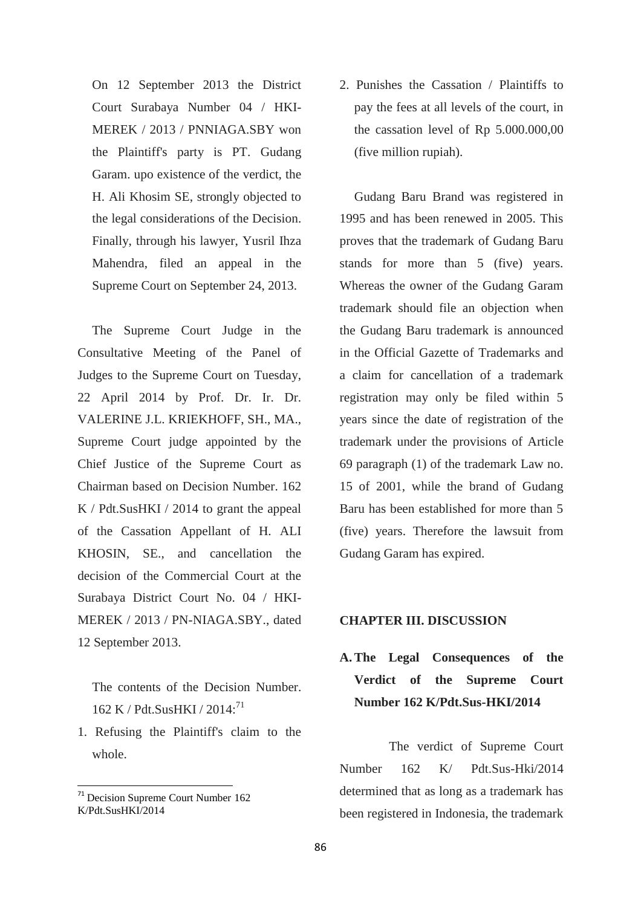On 12 September 2013 the District Court Surabaya Number 04 / HKI-MEREK / 2013 / PNNIAGA.SBY won the Plaintiff's party is PT. Gudang Garam. upo existence of the verdict, the H. Ali Khosim SE, strongly objected to the legal considerations of the Decision. Finally, through his lawyer, Yusril Ihza Mahendra, filed an appeal in the Supreme Court on September 24, 2013.

The Supreme Court Judge in the Consultative Meeting of the Panel of Judges to the Supreme Court on Tuesday, 22 April 2014 by Prof. Dr. Ir. Dr. VALERINE J.L. KRIEKHOFF, SH., MA., Supreme Court judge appointed by the Chief Justice of the Supreme Court as Chairman based on Decision Number. 162 K / Pdt.SusHKI / 2014 to grant the appeal of the Cassation Appellant of H. ALI KHOSIN, SE., and cancellation the decision of the Commercial Court at the Surabaya District Court No. 04 / HKI-MEREK / 2013 / PN-NIAGA.SBY., dated 12 September 2013.

The contents of the Decision Number. 162 K / Pdt.SusHKI / 2014:[71]

1. Refusing the Plaintiff's claim to the whole.
2. Punishes the Cassation / Plaintiffs to pay the fees at all levels of the court, in the cassation level of Rp 5.000.000,00 (five million rupiah).

Gudang Baru Brand was registered in 1995 and has been renewed in 2005. This proves that the trademark of Gudang Baru stands for more than 5 (five) years. Whereas the owner of the Gudang Garam trademark should file an objection when the Gudang Baru trademark is announced in the Official Gazette of Trademarks and a claim for cancellation of a trademark registration may only be filed within 5 years since the date of registration of the trademark under the provisions of Article 69 paragraph (1) of the trademark Law no. 15 of 2001, while the brand of Gudang Baru has been established for more than 5 (five) years. Therefore the lawsuit from Gudang Garam has expired.

## CHAPTER III. DISCUSSION

### A. The Legal Consequences of the Verdict of the Supreme Court Number 162 K/Pdt.Sus-HKI/2014

The verdict of Supreme Court Number 162 K/ Pdt.Sus-Hki/2014 determined that as long as a trademark has been registered in Indonesia, the trademark

[71] Decision Supreme Court Number 162 K/Pdt.SusHKI/2014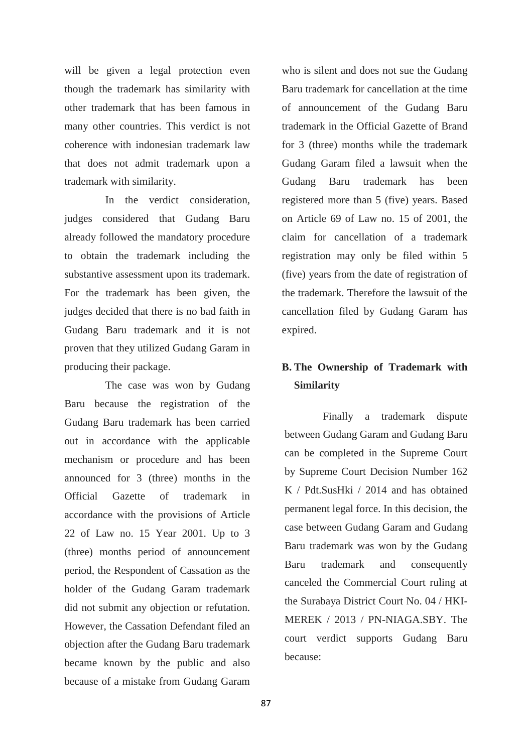will be given a legal protection even though the trademark has similarity with other trademark that has been famous in many other countries. This verdict is not coherence with indonesian trademark law that does not admit trademark upon a trademark with similarity.

In the verdict consideration, judges considered that Gudang Baru already followed the mandatory procedure to obtain the trademark including the substantive assessment upon its trademark. For the trademark has been given, the judges decided that there is no bad faith in Gudang Baru trademark and it is not proven that they utilized Gudang Garam in producing their package.

The case was won by Gudang Baru because the registration of the Gudang Baru trademark has been carried out in accordance with the applicable mechanism or procedure and has been announced for 3 (three) months in the Official Gazette of trademark in accordance with the provisions of Article 22 of Law no. 15 Year 2001. Up to 3 (three) months period of announcement period, the Respondent of Cassation as the holder of the Gudang Garam trademark did not submit any objection or refutation. However, the Cassation Defendant filed an objection after the Gudang Baru trademark became known by the public and also because of a mistake from Gudang Garam who is silent and does not sue the Gudang Baru trademark for cancellation at the time of announcement of the Gudang Baru trademark in the Official Gazette of Brand for 3 (three) months while the trademark Gudang Garam filed a lawsuit when the Gudang Baru trademark has been registered more than 5 (five) years. Based on Article 69 of Law no. 15 of 2001, the claim for cancellation of a trademark registration may only be filed within 5 (five) years from the date of registration of the trademark. Therefore the lawsuit of the cancellation filed by Gudang Garam has expired.

## B. The Ownership of Trademark with Similarity

Finally a trademark dispute between Gudang Garam and Gudang Baru can be completed in the Supreme Court by Supreme Court Decision Number 162 K / Pdt.SusHki / 2014 and has obtained permanent legal force. In this decision, the case between Gudang Garam and Gudang Baru trademark was won by the Gudang Baru trademark and consequently canceled the Commercial Court ruling at the Surabaya District Court No. 04 / HKI-MEREK / 2013 / PN-NIAGA.SBY. The court verdict supports Gudang Baru because: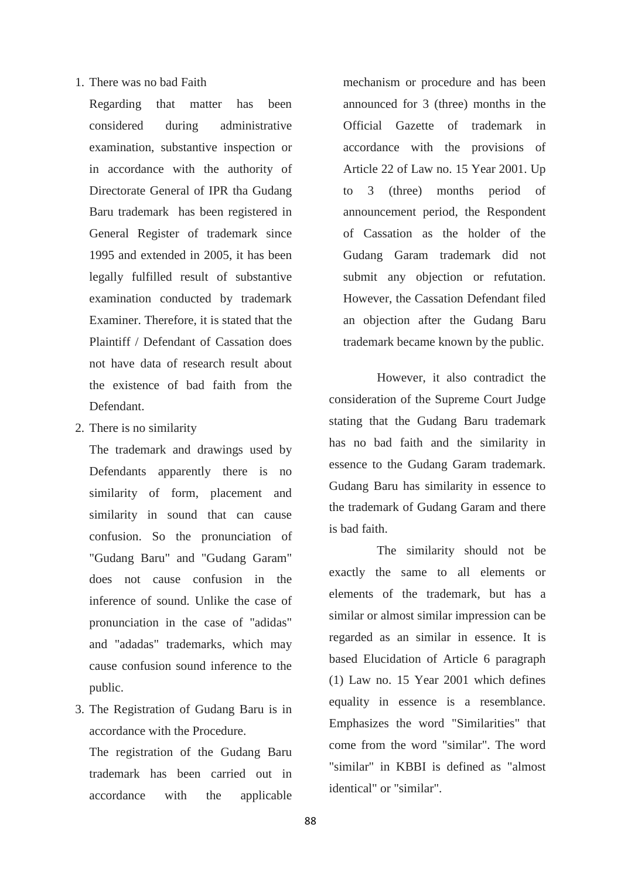1. There was no bad Faith

   Regarding that matter has been considered during administrative examination, substantive inspection or in accordance with the authority of Directorate General of IPR tha Gudang Baru trademark has been registered in General Register of trademark since 1995 and extended in 2005, it has been legally fulfilled result of substantive examination conducted by trademark Examiner. Therefore, it is stated that the Plaintiff / Defendant of Cassation does not have data of research result about the existence of bad faith from the Defendant.

2. There is no similarity

   The trademark and drawings used by Defendants apparently there is no similarity of form, placement and similarity in sound that can cause confusion. So the pronunciation of "Gudang Baru" and "Gudang Garam" does not cause confusion in the inference of sound. Unlike the case of pronunciation in the case of "adidas" and "adadas" trademarks, which may cause confusion sound inference to the public.

3. The Registration of Gudang Baru is in accordance with the Procedure.

   The registration of the Gudang Baru trademark has been carried out in accordance with the applicable mechanism or procedure and has been announced for 3 (three) months in the Official Gazette of trademark in accordance with the provisions of Article 22 of Law no. 15 Year 2001. Up to 3 (three) months period of announcement period, the Respondent of Cassation as the holder of the Gudang Garam trademark did not submit any objection or refutation. However, the Cassation Defendant filed an objection after the Gudang Baru trademark became known by the public.

However, it also contradict the consideration of the Supreme Court Judge stating that the Gudang Baru trademark has no bad faith and the similarity in essence to the Gudang Garam trademark. Gudang Baru has similarity in essence to the trademark of Gudang Garam and there is bad faith.

The similarity should not be exactly the same to all elements or elements of the trademark, but has a similar or almost similar impression can be regarded as an similar in essence. It is based Elucidation of Article 6 paragraph (1) Law no. 15 Year 2001 which defines equality in essence is a resemblance. Emphasizes the word "Similarities" that come from the word "similar". The word "similar" in KBBI is defined as "almost identical" or "similar".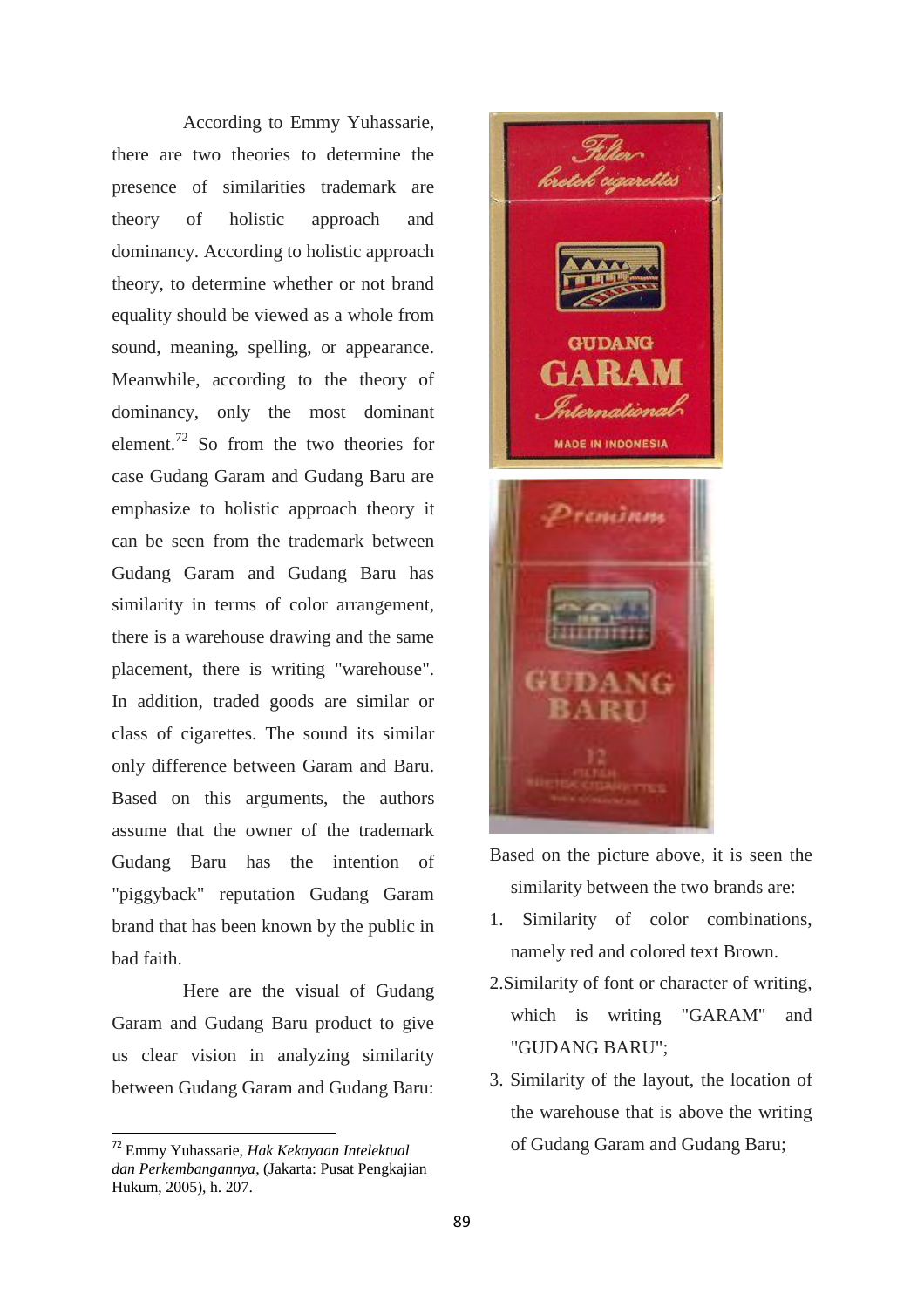According to Emmy Yuhassarie, there are two theories to determine the presence of similarities trademark are theory of holistic approach and dominancy. According to holistic approach theory, to determine whether or not brand equality should be viewed as a whole from sound, meaning, spelling, or appearance. Meanwhile, according to the theory of dominancy, only the most dominant element.[72] So from the two theories for case Gudang Garam and Gudang Baru are emphasize to holistic approach theory it can be seen from the trademark between Gudang Garam and Gudang Baru has similarity in terms of color arrangement, there is a warehouse drawing and the same placement, there is writing "warehouse". In addition, traded goods are similar or class of cigarettes. The sound its similar only difference between Garam and Baru. Based on this arguments, the authors assume that the owner of the trademark Gudang Baru has the intention of "piggyback" reputation Gudang Garam brand that has been known by the public in bad faith.

Here are the visual of Gudang Garam and Gudang Baru product to give us clear vision in analyzing similarity between Gudang Garam and Gudang Baru:

Based on the picture above, it is seen the similarity between the two brands are:

1. Similarity of color combinations, namely red and colored text Brown.
2. Similarity of font or character of writing, which is writing "GARAM" and "GUDANG BARU";
3. Similarity of the layout, the location of the warehouse that is above the writing of Gudang Garam and Gudang Baru;

[72] Emmy Yuhassarie, *Hak Kekayaan Intelektual dan Perkembangannya*, (Jakarta: Pusat Pengkajian Hukum, 2005), h. 207.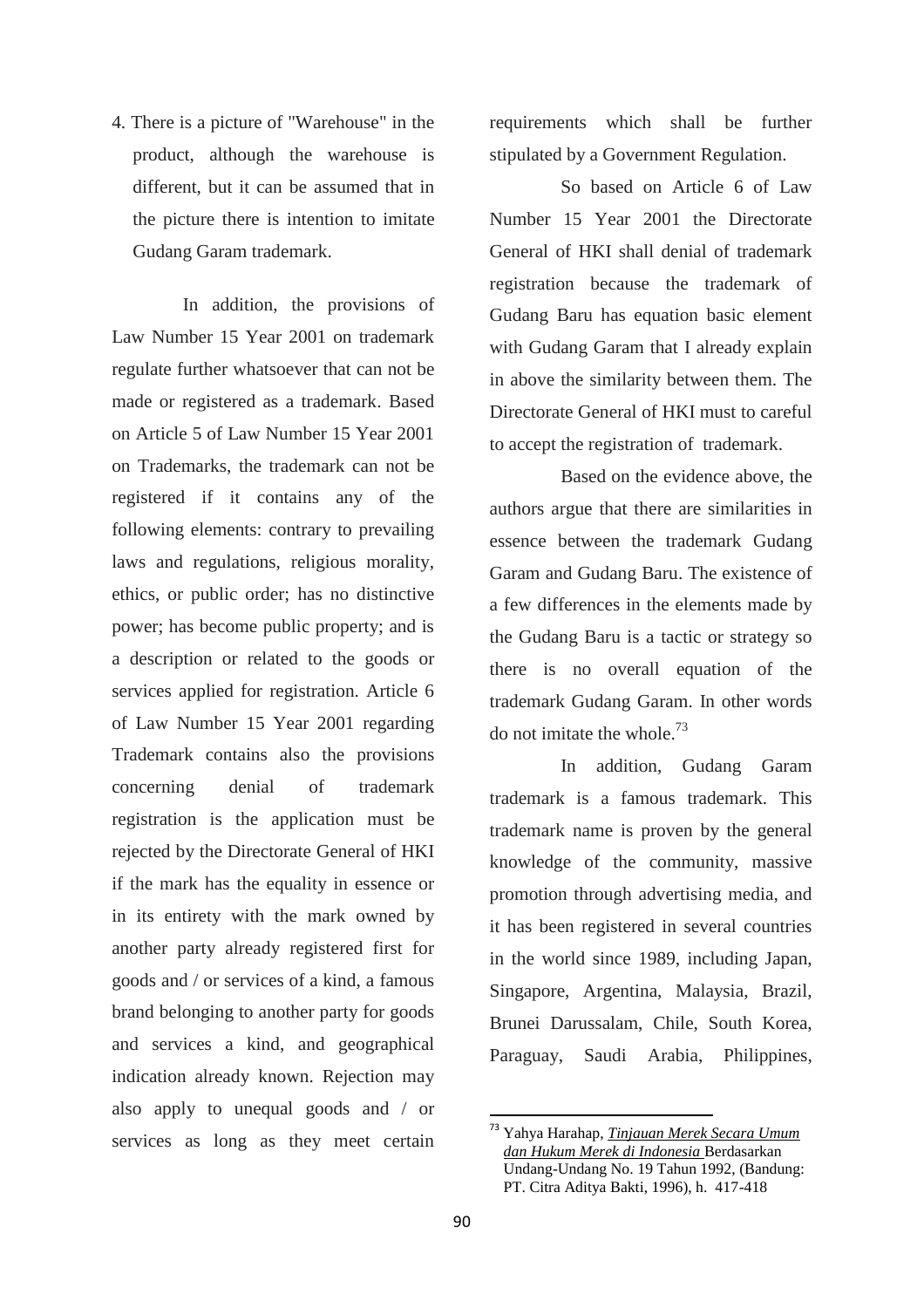4. There is a picture of "Warehouse" in the product, although the warehouse is different, but it can be assumed that in the picture there is intention to imitate Gudang Garam trademark.

In addition, the provisions of Law Number 15 Year 2001 on trademark regulate further whatsoever that can not be made or registered as a trademark. Based on Article 5 of Law Number 15 Year 2001 on Trademarks, the trademark can not be registered if it contains any of the following elements: contrary to prevailing laws and regulations, religious morality, ethics, or public order; has no distinctive power; has become public property; and is a description or related to the goods or services applied for registration. Article 6 of Law Number 15 Year 2001 regarding Trademark contains also the provisions concerning denial of trademark registration is the application must be rejected by the Directorate General of HKI if the mark has the equality in essence or in its entirety with the mark owned by another party already registered first for goods and / or services of a kind, a famous brand belonging to another party for goods and services a kind, and geographical indication already known. Rejection may also apply to unequal goods and / or services as long as they meet certain requirements which shall be further stipulated by a Government Regulation.

So based on Article 6 of Law Number 15 Year 2001 the Directorate General of HKI shall denial of trademark registration because the trademark of Gudang Baru has equation basic element with Gudang Garam that I already explain in above the similarity between them. The Directorate General of HKI must to careful to accept the registration of trademark.

Based on the evidence above, the authors argue that there are similarities in essence between the trademark Gudang Garam and Gudang Baru. The existence of a few differences in the elements made by the Gudang Baru is a tactic or strategy so there is no overall equation of the trademark Gudang Garam. In other words do not imitate the whole.[73]

In addition, Gudang Garam trademark is a famous trademark. This trademark name is proven by the general knowledge of the community, massive promotion through advertising media, and it has been registered in several countries in the world since 1989, including Japan, Singapore, Argentina, Malaysia, Brazil, Brunei Darussalam, Chile, South Korea, Paraguay, Saudi Arabia, Philippines,

---

[73] Yahya Harahap, *Tinjauan Merek Secara Umum dan Hukum Merek di Indonesia* Berdasarkan Undang-Undang No. 19 Tahun 1992, (Bandung: PT. Citra Aditya Bakti, 1996), h. 417-418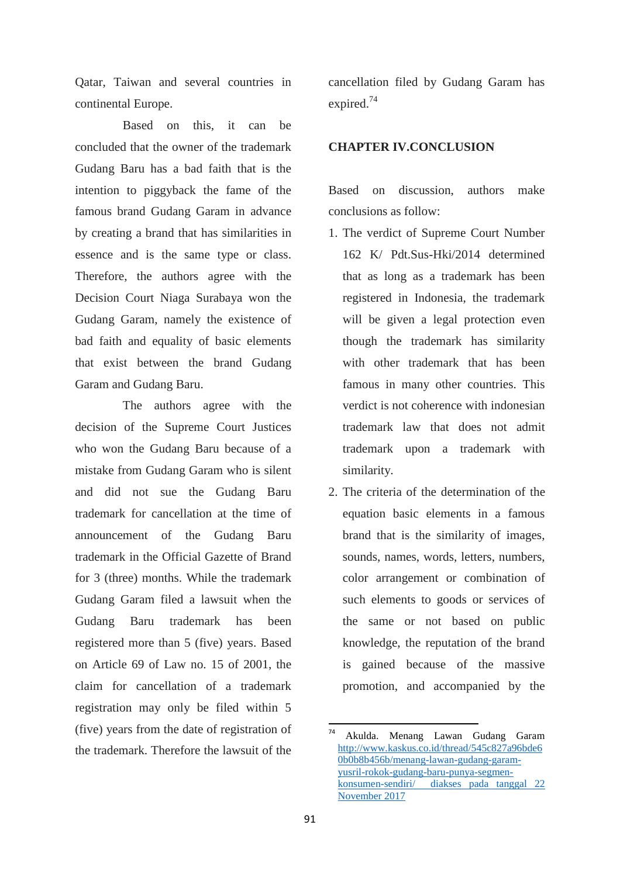Qatar, Taiwan and several countries in continental Europe.

Based on this, it can be concluded that the owner of the trademark Gudang Baru has a bad faith that is the intention to piggyback the fame of the famous brand Gudang Garam in advance by creating a brand that has similarities in essence and is the same type or class. Therefore, the authors agree with the Decision Court Niaga Surabaya won the Gudang Garam, namely the existence of bad faith and equality of basic elements that exist between the brand Gudang Garam and Gudang Baru.

The authors agree with the decision of the Supreme Court Justices who won the Gudang Baru because of a mistake from Gudang Garam who is silent and did not sue the Gudang Baru trademark for cancellation at the time of announcement of the Gudang Baru trademark in the Official Gazette of Brand for 3 (three) months. While the trademark Gudang Garam filed a lawsuit when the Gudang Baru trademark has been registered more than 5 (five) years. Based on Article 69 of Law no. 15 of 2001, the claim for cancellation of a trademark registration may only be filed within 5 (five) years from the date of registration of the trademark. Therefore the lawsuit of the cancellation filed by Gudang Garam has expired.[74]

## CHAPTER IV.CONCLUSION

Based on discussion, authors make conclusions as follow:

1. The verdict of Supreme Court Number 162 K/ Pdt.Sus-Hki/2014 determined that as long as a trademark has been registered in Indonesia, the trademark will be given a legal protection even though the trademark has similarity with other trademark that has been famous in many other countries. This verdict is not coherence with indonesian trademark law that does not admit trademark upon a trademark with similarity.
2. The criteria of the determination of the equation basic elements in a famous brand that is the similarity of images, sounds, names, words, letters, numbers, color arrangement or combination of such elements to goods or services of the same or not based on public knowledge, the reputation of the brand is gained because of the massive promotion, and accompanied by the

---

[74] Akulda. Menang Lawan Gudang Garam http://www.kaskus.co.id/thread/545c827a96bde60b0b8b456b/menang-lawan-gudang-garam-yusril-rokok-gudang-baru-punya-segmen-konsumen-sendiri/ diakses pada tanggal 22 November 2017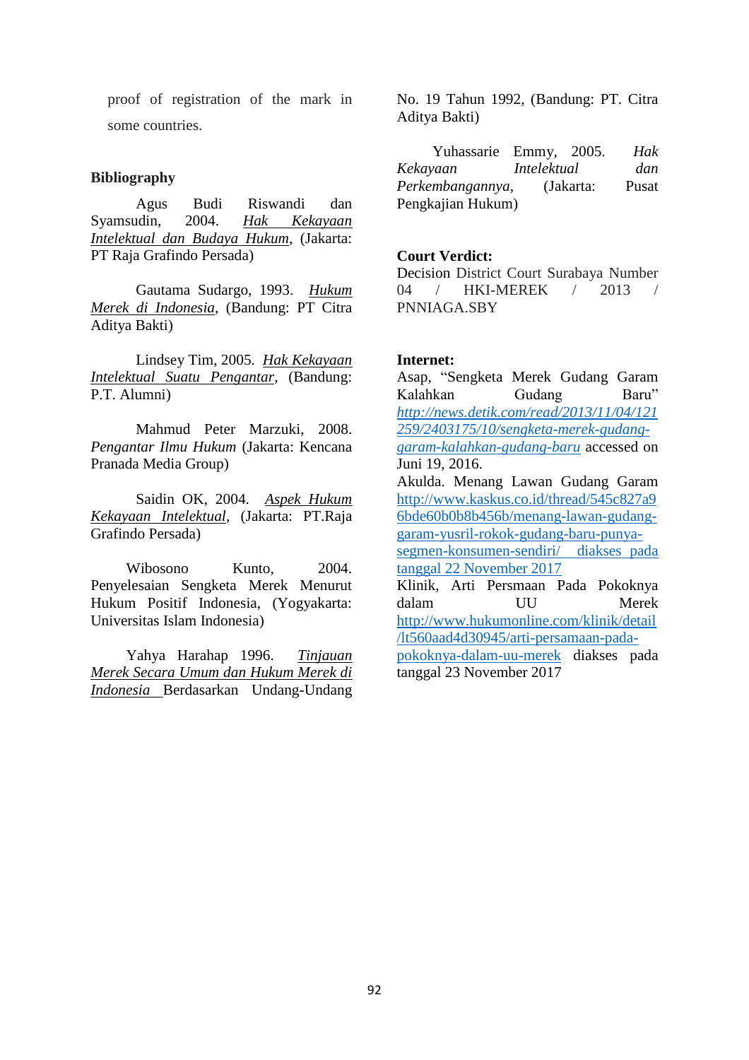proof of registration of the mark in some countries.

## Bibliography

Agus Budi Riswandi dan Syamsudin, 2004. *Hak Kekayaan Intelektual dan Budaya Hukum*, (Jakarta: PT Raja Grafindo Persada)

Gautama Sudargo, 1993. *Hukum Merek di Indonesia*, (Bandung: PT Citra Aditya Bakti)

Lindsey Tim, 2005. *Hak Kekayaan Intelektual Suatu Pengantar*, (Bandung: P.T. Alumni)

Mahmud Peter Marzuki, 2008. *Pengantar Ilmu Hukum* (Jakarta: Kencana Pranada Media Group)

Saidin OK, 2004. *Aspek Hukum Kekayaan Intelektual*, (Jakarta: PT.Raja Grafindo Persada)

Wibosono Kunto, 2004. Penyelesaian Sengketa Merek Menurut Hukum Positif Indonesia, (Yogyakarta: Universitas Islam Indonesia)

Yahya Harahap 1996. *Tinjauan Merek Secara Umum dan Hukum Merek di Indonesia* Berdasarkan Undang-Undang No. 19 Tahun 1992, (Bandung: PT. Citra Aditya Bakti)

Yuhassarie Emmy, 2005. *Hak Kekayaan Intelektual dan Perkembangannya*, (Jakarta: Pusat Pengkajian Hukum)

**Court Verdict:**

Decision District Court Surabaya Number 04 / HKI-MEREK / 2013 / PNNIAGA.SBY

**Internet:**

Asap, "Sengketa Merek Gudang Garam Kalahkan Gudang Baru" *http://news.detik.com/read/2013/11/04/121259/2403175/10/sengketa-merek-gudang-garam-kalahkan-gudang-baru* accessed on Juni 19, 2016.

Akulda. Menang Lawan Gudang Garam http://www.kaskus.co.id/thread/545c827a96bde60b0b8b456b/menang-lawan-gudang-garam-yusril-rokok-gudang-baru-punya-segmen-konsumen-sendiri/ diakses pada tanggal 22 November 2017

Klinik, Arti Persmaan Pada Pokoknya dalam UU Merek http://www.hukumonline.com/klinik/detail/lt560aad4d30945/arti-persamaan-pada-pokoknya-dalam-uu-merek diakses pada tanggal 23 November 2017